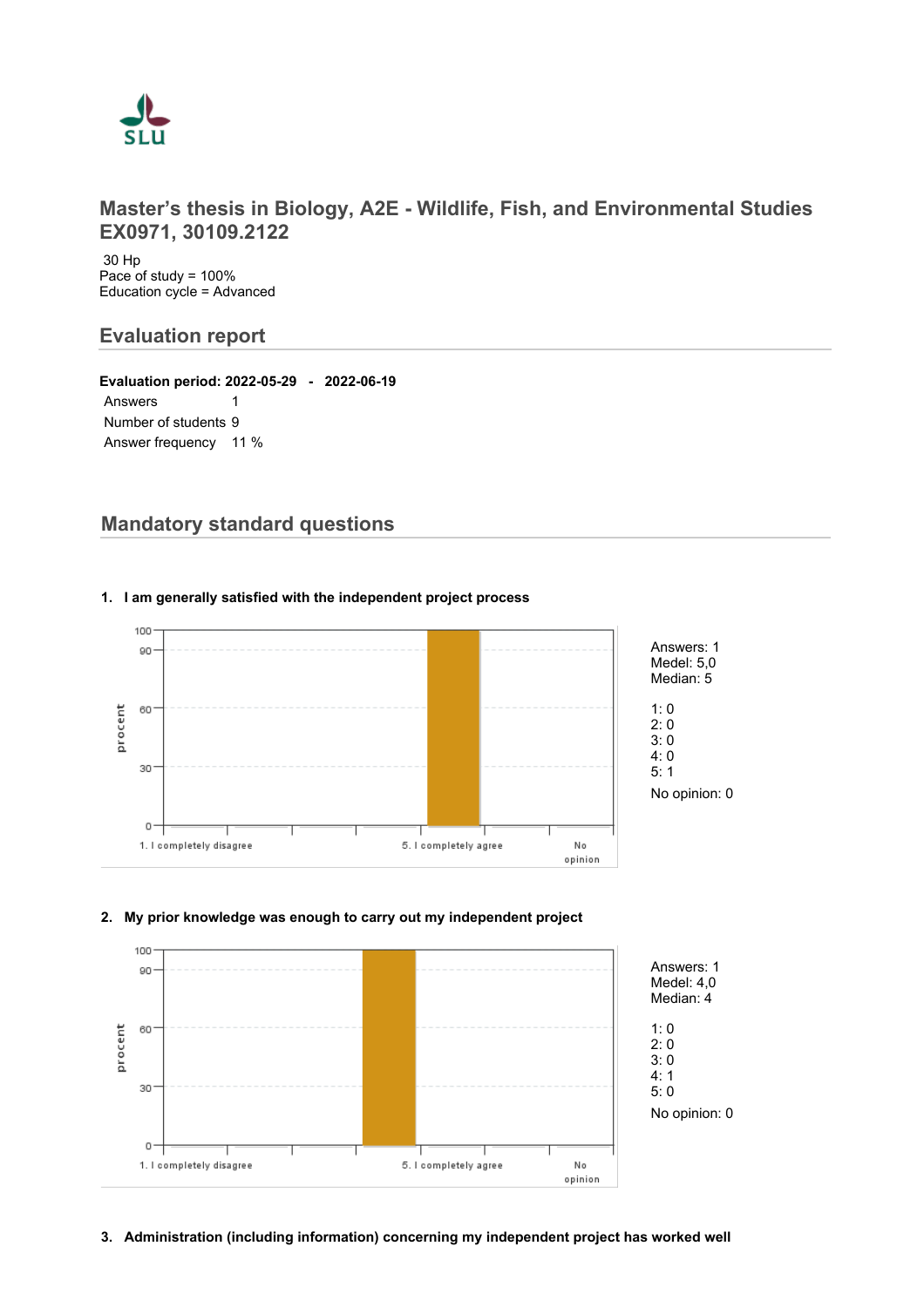SLU

# Master's thesis in Biology, A2E - Wildlife, Fish, and Environmental Studies EX0971, 30109.2122

30 Hp
Pace of study = 100%
Education cycle = Advanced

## Evaluation report

**Evaluation period: 2022-05-29 - 2022-06-19**

| | |
|---|---|
| Answers | 1 |
| Number of students | 9 |
| Answer frequency | 11 % |

## Mandatory standard questions

**1. I am generally satisfied with the independent project process**

Answers: 1
Medel: 5,0
Median: 5

1: 0
2: 0
3: 0
4: 0
5: 1

No opinion: 0

**2. My prior knowledge was enough to carry out my independent project**

Answers: 1
Medel: 4,0
Median: 4

1: 0
2: 0
3: 0
4: 1
5: 0

No opinion: 0

**3. Administration (including information) concerning my independent project has worked well**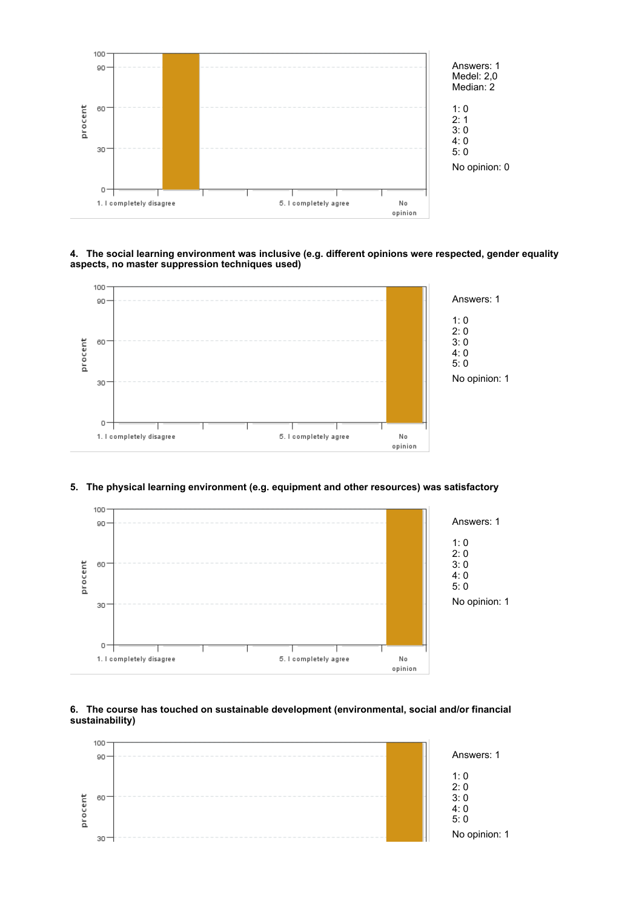Answers: 1
Medel: 2,0
Median: 2

1: 0
2: 1
3: 0
4: 0
5: 0

No opinion: 0

**4. The social learning environment was inclusive (e.g. different opinions were respected, gender equality aspects, no master suppression techniques used)**

Answers: 1

1: 0
2: 0
3: 0
4: 0
5: 0

No opinion: 1

**5. The physical learning environment (e.g. equipment and other resources) was satisfactory**

Answers: 1

1: 0
2: 0
3: 0
4: 0
5: 0

No opinion: 1

**6. The course has touched on sustainable development (environmental, social and/or financial sustainability)**

Answers: 1

1: 0
2: 0
3: 0
4: 0
5: 0

No opinion: 1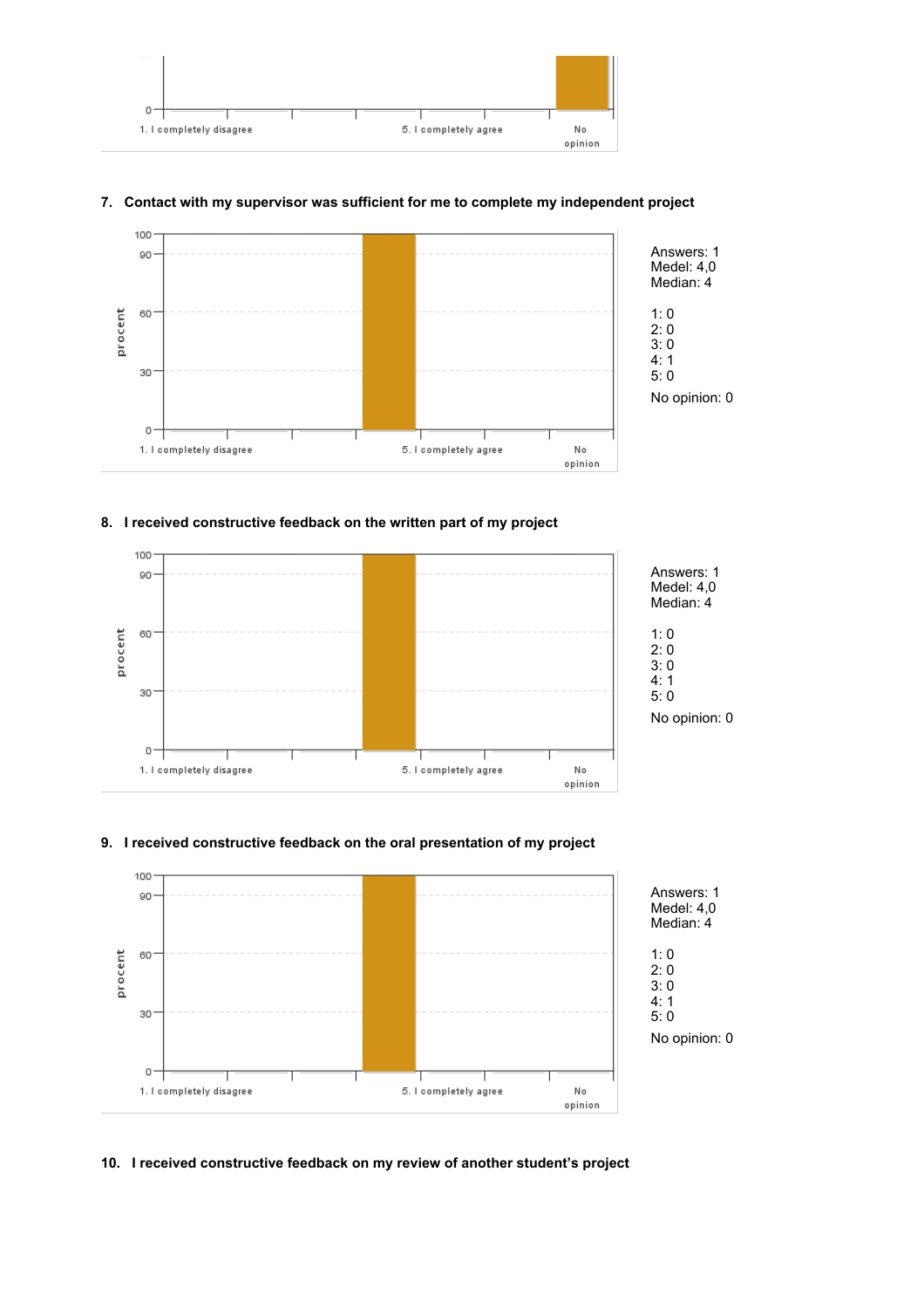7. **Contact with my supervisor was sufficient for me to complete my independent project**

Answers: 1
Medel: 4,0
Median: 4

1: 0
2: 0
3: 0
4: 1
5: 0

No opinion: 0

8. **I received constructive feedback on the written part of my project**

Answers: 1
Medel: 4,0
Median: 4

1: 0
2: 0
3: 0
4: 1
5: 0

No opinion: 0

9. **I received constructive feedback on the oral presentation of my project**

Answers: 1
Medel: 4,0
Median: 4

1: 0
2: 0
3: 0
4: 1
5: 0

No opinion: 0

10. **I received constructive feedback on my review of another student's project**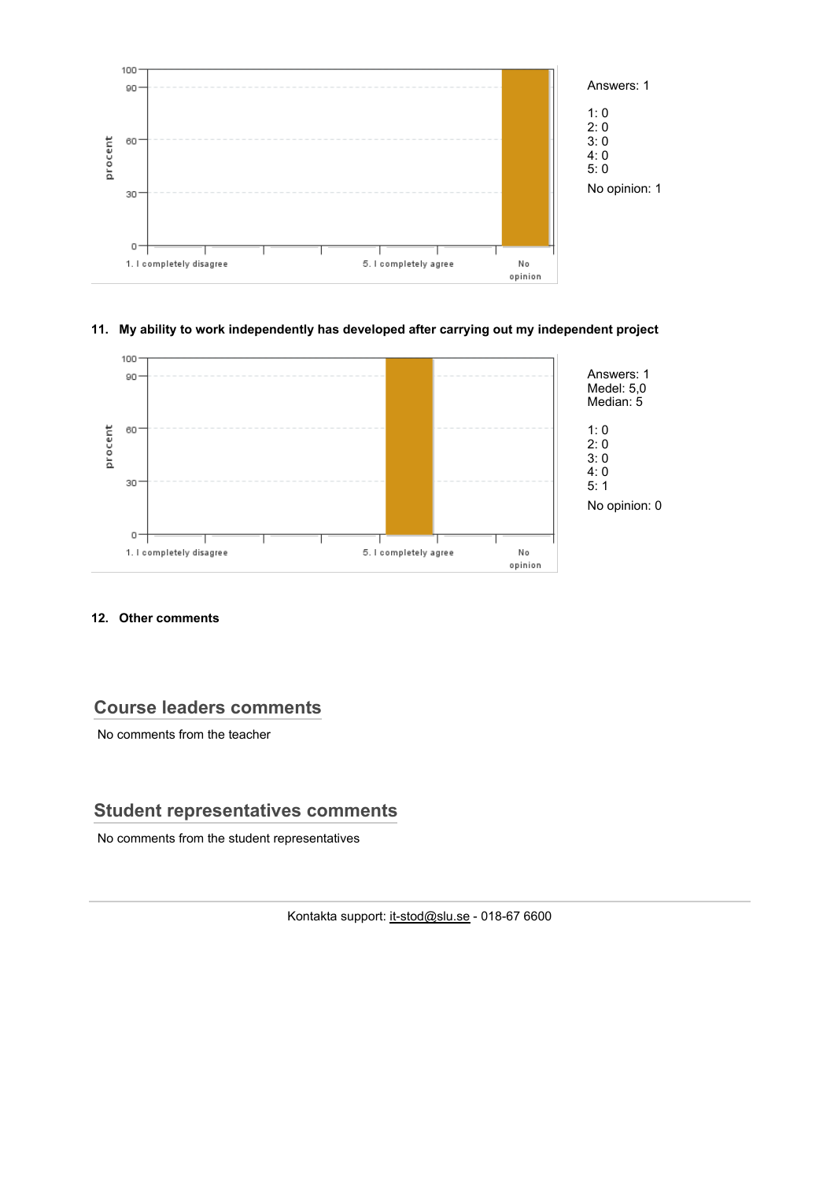100
90
60
30
0
procent
1. I completely disagree
5. I completely agree
No opinion

Answers: 1

1: 0
2: 0
3: 0
4: 0
5: 0

No opinion: 1

**11. My ability to work independently has developed after carrying out my independent project**

100
90
60
30
0
procent
1. I completely disagree
5. I completely agree
No opinion

Answers: 1
Medel: 5,0
Median: 5

1: 0
2: 0
3: 0
4: 0
5: 1

No opinion: 0

**12. Other comments**

## Course leaders comments

No comments from the teacher

## Student representatives comments

No comments from the student representatives

Kontakta support: it-stod@slu.se - 018-67 6600